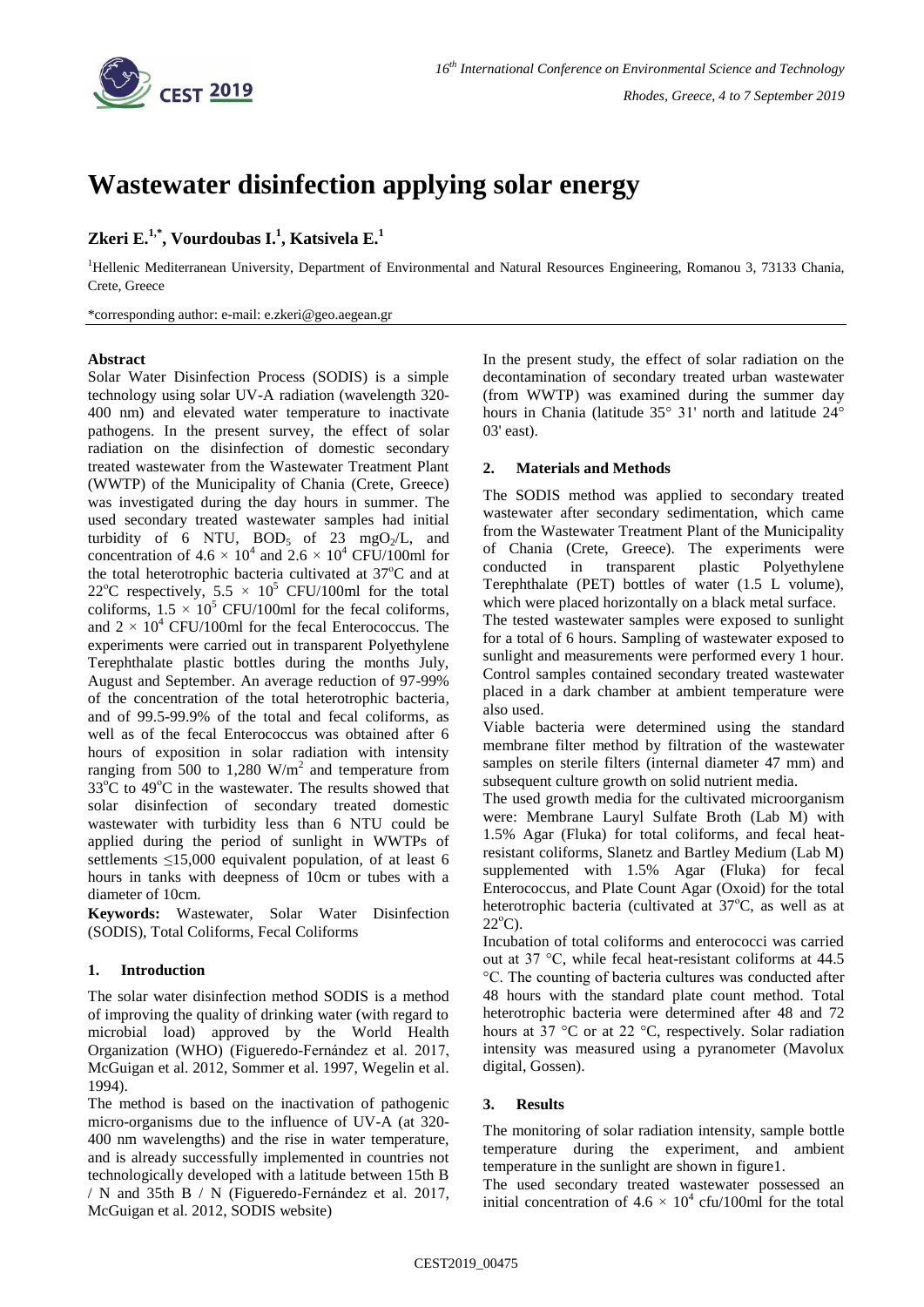# Wastewater disinfection applying solar energy

**Zkeri E.[1,*], Vourdoubas I.[1], Katsivela E.[1]**

[1]Hellenic Mediterranean University, Department of Environmental and Natural Resources Engineering, Romanou 3, 73133 Chania, Crete, Greece

*corresponding author: e-mail: e.zkeri@geo.aegean.gr

### Abstract

Solar Water Disinfection Process (SODIS) is a simple technology using solar UV-A radiation (wavelength 320-400 nm) and elevated water temperature to inactivate pathogens. In the present survey, the effect of solar radiation on the disinfection of domestic secondary treated wastewater from the Wastewater Treatment Plant (WWTP) of the Municipality of Chania (Crete, Greece) was investigated during the day hours in summer. The used secondary treated wastewater samples had initial turbidity of 6 NTU, $BOD_5$ of 23 $mgO_2/L$, and concentration of $4.6 \times 10^4$ and $2.6 \times 10^4$ CFU/100ml for the total heterotrophic bacteria cultivated at 37$^o$C and at 22$^o$C respectively, $5.5 \times 10^5$ CFU/100ml for the total coliforms, $1.5 \times 10^5$ CFU/100ml for the fecal coliforms, and $2 \times 10^4$ CFU/100ml for the fecal Enterococcus. The experiments were carried out in transparent Polyethylene Terephthalate plastic bottles during the months July, August and September. An average reduction of 97-99% of the concentration of the total heterotrophic bacteria, and of 99.5-99.9% of the total and fecal coliforms, as well as of the fecal Enterococcus was obtained after 6 hours of exposition in solar radiation with intensity ranging from 500 to 1,280 $W/m^2$ and temperature from 33$^o$C to 49$^o$C in the wastewater. The results showed that solar disinfection of secondary treated domestic wastewater with turbidity less than 6 NTU could be applied during the period of sunlight in WWTPs of settlements ≤15,000 equivalent population, of at least 6 hours in tanks with deepness of 10cm or tubes with a diameter of 10cm.

**Keywords:** Wastewater, Solar Water Disinfection (SODIS), Total Coliforms, Fecal Coliforms

## 1. Introduction

The solar water disinfection method SODIS is a method of improving the quality of drinking water (with regard to microbial load) approved by the World Health Organization (WHO) (Figueredo-Fernández et al. 2017, McGuigan et al. 2012, Sommer et al. 1997, Wegelin et al. 1994).

The method is based on the inactivation of pathogenic micro-organisms due to the influence of UV-A (at 320-400 nm wavelengths) and the rise in water temperature, and is already successfully implemented in countries not technologically developed with a latitude between 15th B / N and 35th B / N (Figueredo-Fernández et al. 2017, McGuigan et al. 2012, SODIS website)

In the present study, the effect of solar radiation on the decontamination of secondary treated urban wastewater (from WWTP) was examined during the summer day hours in Chania (latitude 35° 31' north and latitude 24° 03' east).

## 2. Materials and Methods

The SODIS method was applied to secondary treated wastewater after secondary sedimentation, which came from the Wastewater Treatment Plant of the Municipality of Chania (Crete, Greece). The experiments were conducted in transparent plastic Polyethylene Terephthalate (PET) bottles of water (1.5 L volume), which were placed horizontally on a black metal surface.

The tested wastewater samples were exposed to sunlight for a total of 6 hours. Sampling of wastewater exposed to sunlight and measurements were performed every 1 hour. Control samples contained secondary treated wastewater placed in a dark chamber at ambient temperature were also used.

Viable bacteria were determined using the standard membrane filter method by filtration of the wastewater samples on sterile filters (internal diameter 47 mm) and subsequent culture growth on solid nutrient media.

The used growth media for the cultivated microorganism were: Membrane Lauryl Sulfate Broth (Lab M) with 1.5% Agar (Fluka) for total coliforms, and fecal heat-resistant coliforms, Slanetz and Bartley Medium (Lab M) supplemented with 1.5% Agar (Fluka) for fecal Enterococcus, and Plate Count Agar (Oxoid) for the total heterotrophic bacteria (cultivated at 37$^o$C, as well as at 22$^o$C).

Incubation of total coliforms and enterococci was carried out at 37 °C, while fecal heat-resistant coliforms at 44.5 °C. The counting of bacteria cultures was conducted after 48 hours with the standard plate count method. Total heterotrophic bacteria were determined after 48 and 72 hours at 37 °C or at 22 °C, respectively. Solar radiation intensity was measured using a pyranometer (Mavolux digital, Gossen).

## 3. Results

The monitoring of solar radiation intensity, sample bottle temperature during the experiment, and ambient temperature in the sunlight are shown in figure1.

The used secondary treated wastewater possessed an initial concentration of $4.6 \times 10^4$ cfu/100ml for the total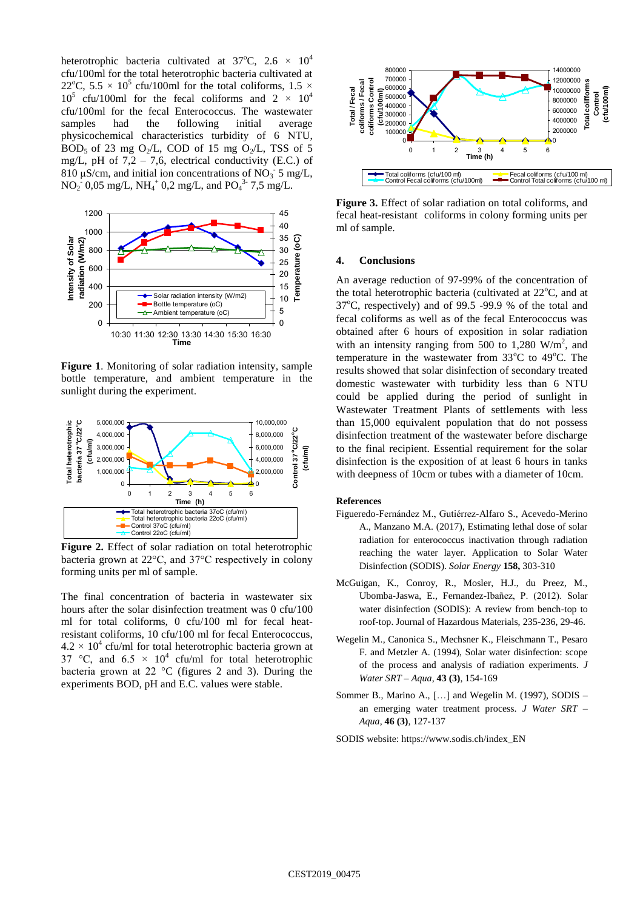heterotrophic bacteria cultivated at 37°C, $2.6 \times 10^4$ cfu/100ml for the total heterotrophic bacteria cultivated at 22°C, $5.5 \times 10^5$ cfu/100ml for the total coliforms, $1.5 \times 10^5$ cfu/100ml for the fecal coliforms and $2 \times 10^4$ cfu/100ml for the fecal Enterococcus. The wastewater samples had the following initial average physicochemical characteristics turbidity of 6 NTU, $BOD_5$ of 23 mg $O_2$/L, COD of 15 mg $O_2$/L, TSS of 5 mg/L, pH of 7,2 – 7,6, electrical conductivity (E.C.) of 810 μS/cm, and initial ion concentrations of $NO_3^-$ 5 mg/L, $NO_2^-$ 0,05 mg/L, $NH_4^+$ 0,2 mg/L, and $PO_4^{3-}$ 7,5 mg/L.

Intensity of Solar radiation (W/m2)
1200
1000
800
600
400
200
0
Temperature (oC)
45
40
35
30
25
20
15
10
5
0
10:30 11:30 12:30 13:30 14:30 15:30 16:30
Time
Solar radiation intensity (W/m2)
Bottle temperature (oC)
Ambient temperature (oC)

**Figure 1**. Monitoring of solar radiation intensity, sample bottle temperature, and ambient temperature in the sunlight during the experiment.

Total heterotrophic bacteria 37°C/22°C (cfu/ml)
5,000,000
4,000,000
3,000,000
2,000,000
1,000,000
0
Control 37°C/22°C (cfu/ml)
10,000,000
8,000,000
6,000,000
4,000,000
2,000,000
0
0 1 2 3 4 5 6
Time (h)
Total heterotrophic bacteria 37oC (cfu/ml)
Total heterotrophic bacteria 22oC (cfu/ml)
Control 37oC (cfu/ml)
Control 22oC (cfu/ml)

**Figure 2.** Effect of solar radiation on total heterotrophic bacteria grown at 22°C, and 37°C respectively in colony forming units per ml of sample.

The final concentration of bacteria in wastewater six hours after the solar disinfection treatment was 0 cfu/100 ml for total coliforms, 0 cfu/100 ml for fecal heat-resistant coliforms, 10 cfu/100 ml for fecal Enterococcus, $4.2 \times 10^4$ cfu/ml for total heterotrophic bacteria grown at 37 °C, and $6.5 \times 10^4$ cfu/ml for total heterotrophic bacteria grown at 22 °C (figures 2 and 3). During the experiments BOD, pH and E.C. values were stable.

Total / Fecal coliforms / Fecal coliforms Control (cfu/100ml)
800000
700000
600000
500000
400000
300000
200000
100000
0
Total coliforms Control (cfu/100ml)
14000000
12000000
10000000
8000000
6000000
4000000
2000000
0
0 1 2 3 4 5 6
Time (h)
Total coliforms (cfu/100 ml)
Fecal coliforms (cfu/100 ml)
Control Fecal coliforms (cfu/100ml)
Control Total coliforms (cfu/100 ml)

**Figure 3.** Effect of solar radiation on total coliforms, and fecal heat-resistant coliforms in colony forming units per ml of sample.

## 4. Conclusions

An average reduction of 97-99% of the concentration of the total heterotrophic bacteria (cultivated at 22°C, and at 37°C, respectively) and of 99.5 -99.9 % of the total and fecal coliforms as well as of the fecal Enterococcus was obtained after 6 hours of exposition in solar radiation with an intensity ranging from 500 to 1,280 W/m$^2$, and temperature in the wastewater from 33°C to 49°C. The results showed that solar disinfection of secondary treated domestic wastewater with turbidity less than 6 NTU could be applied during the period of sunlight in Wastewater Treatment Plants of settlements with less than 15,000 equivalent population that do not possess disinfection treatment of the wastewater before discharge to the final recipient. Essential requirement for the solar disinfection is the exposition of at least 6 hours in tanks with deepness of 10cm or tubes with a diameter of 10cm.

### References

Figueredo-Fernández M., Gutiérrez-Alfaro S., Acevedo-Merino A., Manzano M.A. (2017), Estimating lethal dose of solar radiation for enterococcus inactivation through radiation reaching the water layer. Application to Solar Water Disinfection (SODIS). *Solar Energy* **158,** 303-310

McGuigan, K., Conroy, R., Mosler, H.J., du Preez, M., Ubomba-Jaswa, E., Fernandez-Ibañez, P. (2012). Solar water disinfection (SODIS): A review from bench-top to roof-top. Journal of Hazardous Materials, 235-236, 29-46.

Wegelin M., Canonica S., Mechsner K., Fleischmann T., Pesaro F. and Metzler A. (1994), Solar water disinfection: scope of the process and analysis of radiation experiments. *J Water SRT – Aqua,* **43 (3)**, 154-169

Sommer B., Marino A., […] and Wegelin M. (1997), SODIS – an emerging water treatment process. *J Water SRT – Aqua,* **46 (3)**, 127-137

SODIS website: https://www.sodis.ch/index_EN